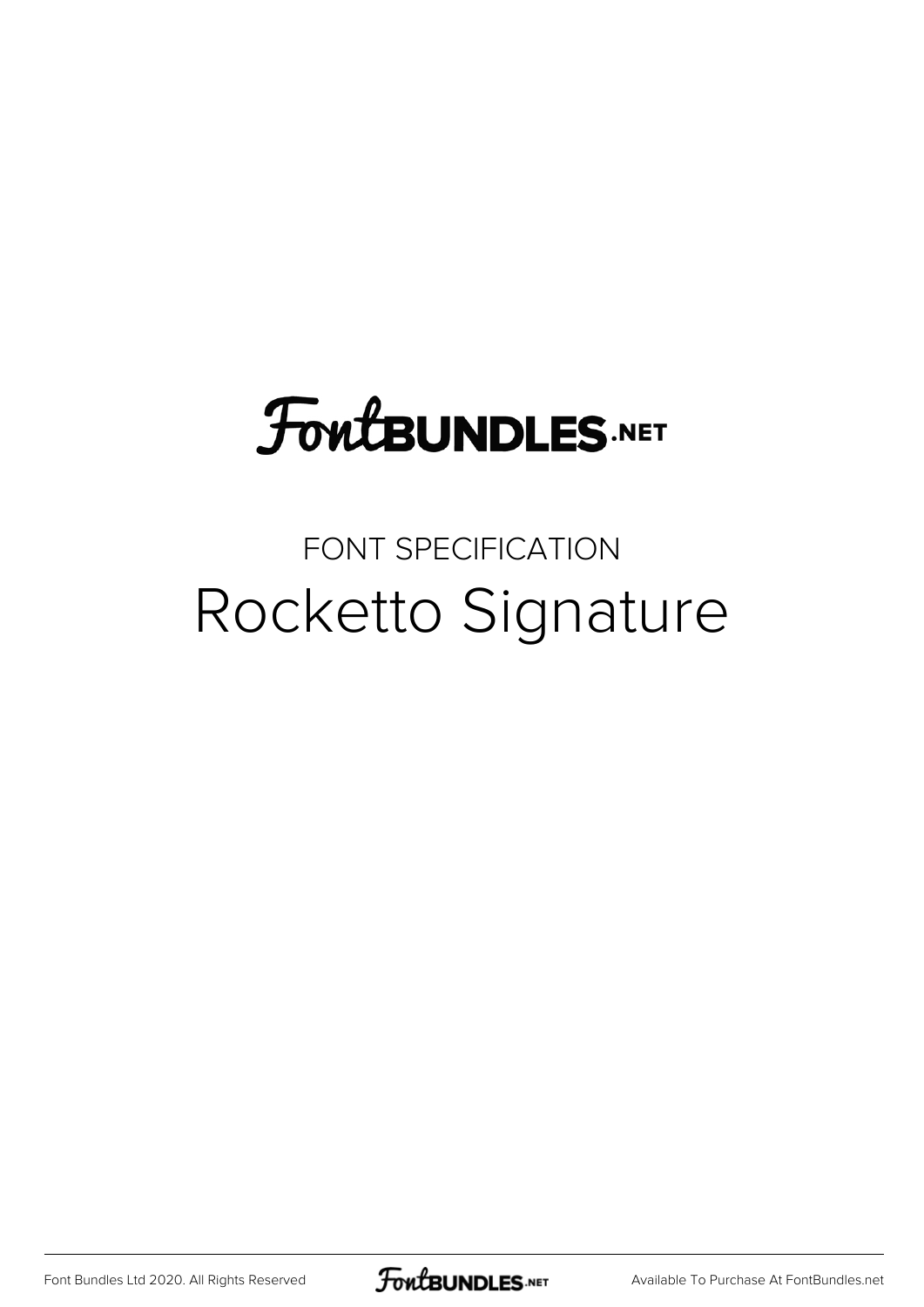FontBUNDLES.NET

FONT SPECIFICATION

# Rocketto Signature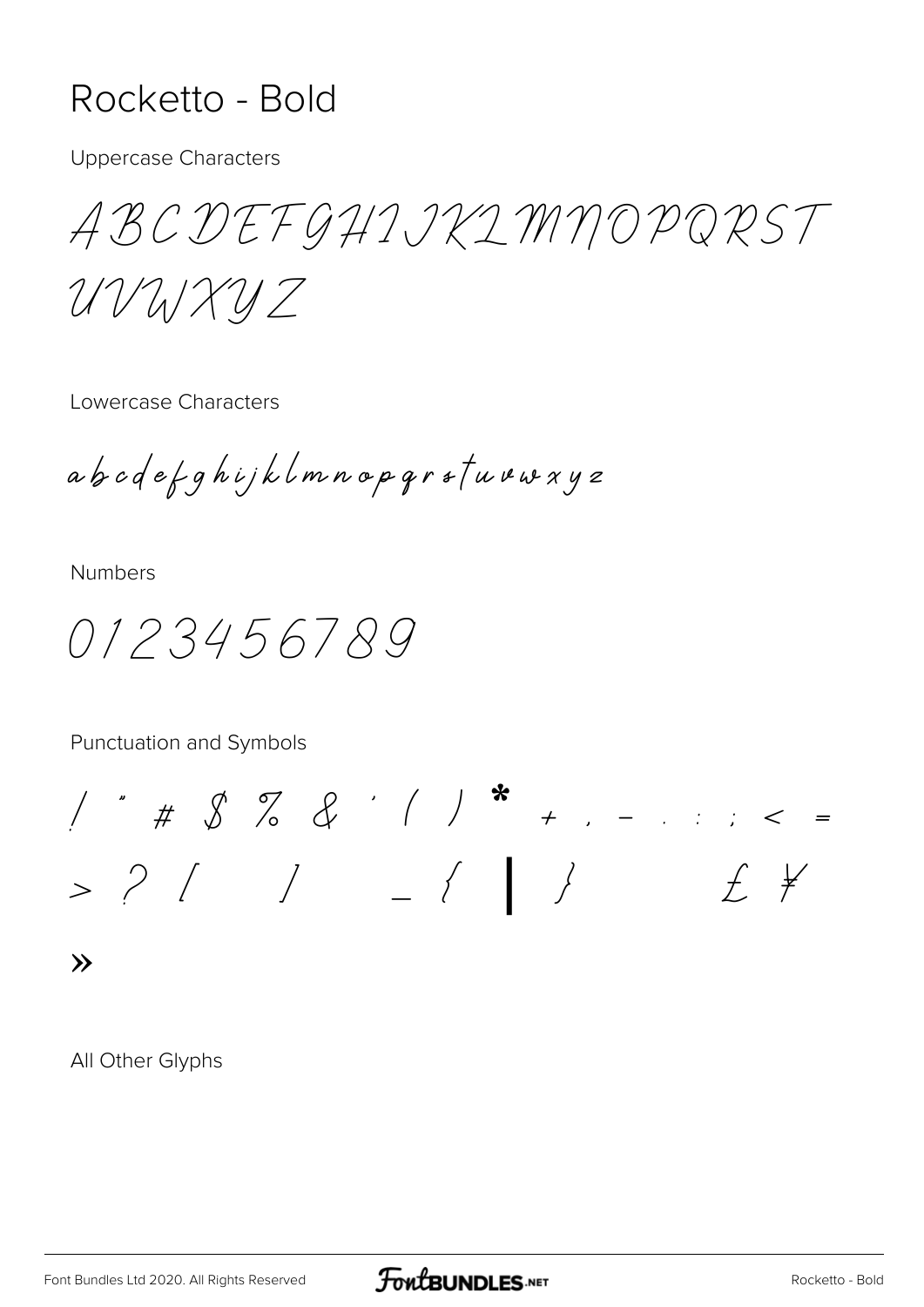# Rocketto - Bold

Uppercase Characters

ABCDEFGHIJKLMNOPQRST
UVWXYZ

Lowercase Characters

abcdefghijklmnopqrstuvwxyz

Numbers

0123456789

Punctuation and Symbols

/ " # $ % & ' ( ) * + , - . : ; < =
> ? [ ] _ { | } £ ¥
»

All Other Glyphs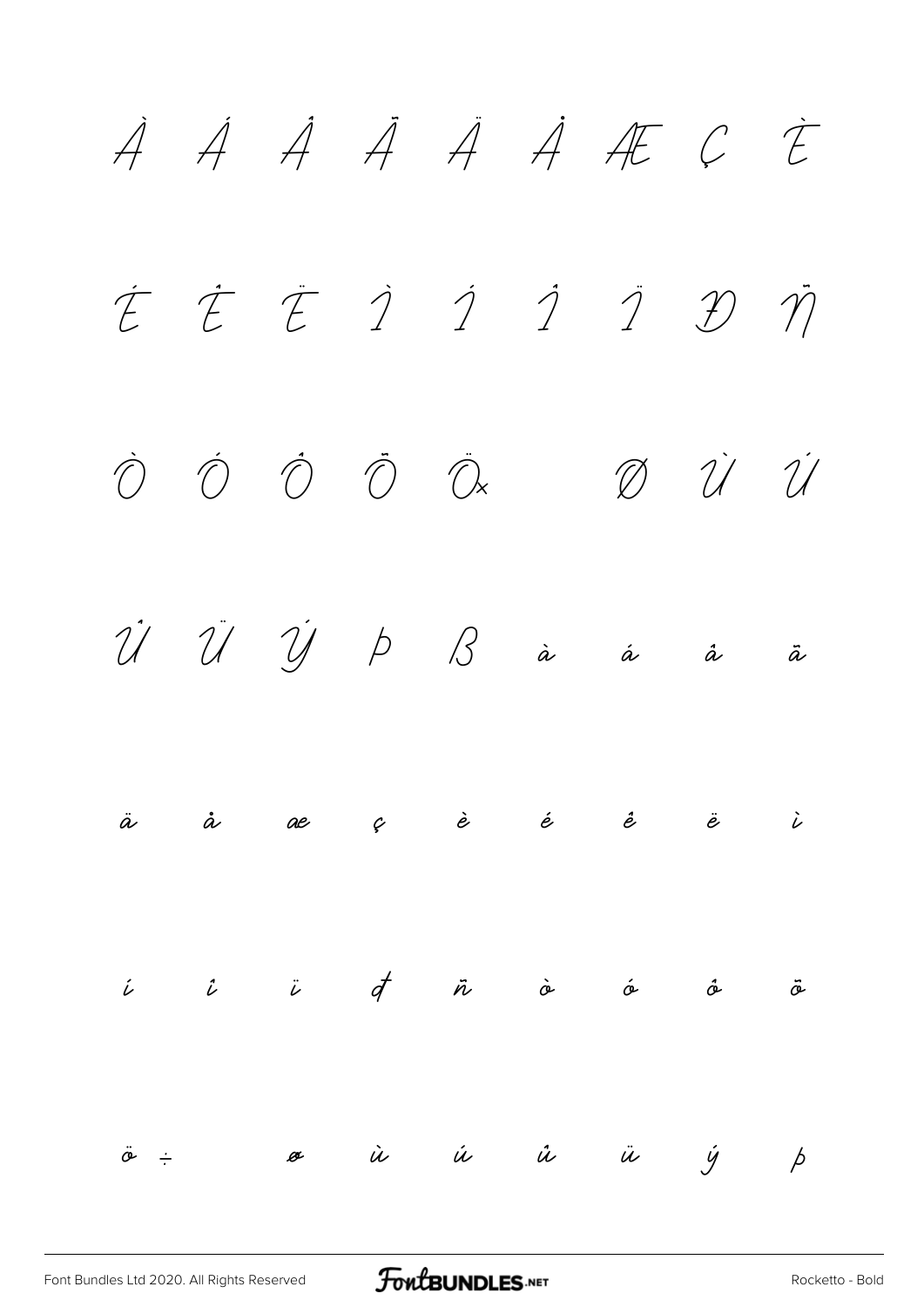À Á Â Ã Ä Å Æ Ç È

É Ê Ë Ì Í Î Ï Ð Ñ

Ò Ó Ô Õ Ö × Ø Ù Ú

Û Ü Ý Þ ß à á â ã

ä å æ ç è é ê ë ì

í î ï ð ñ ò ó ô õ

ö ÷ ø ù ú û ü ý þ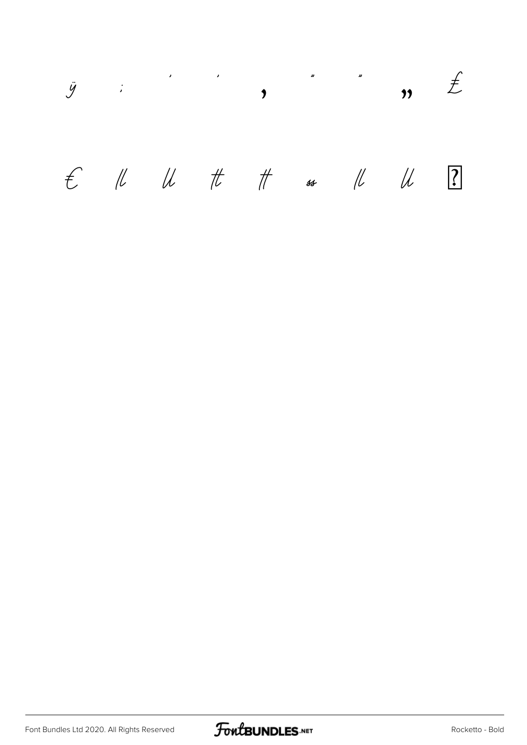ÿ ; ' ' , " " „ £

€ ll ll tt tt ss ll ll ?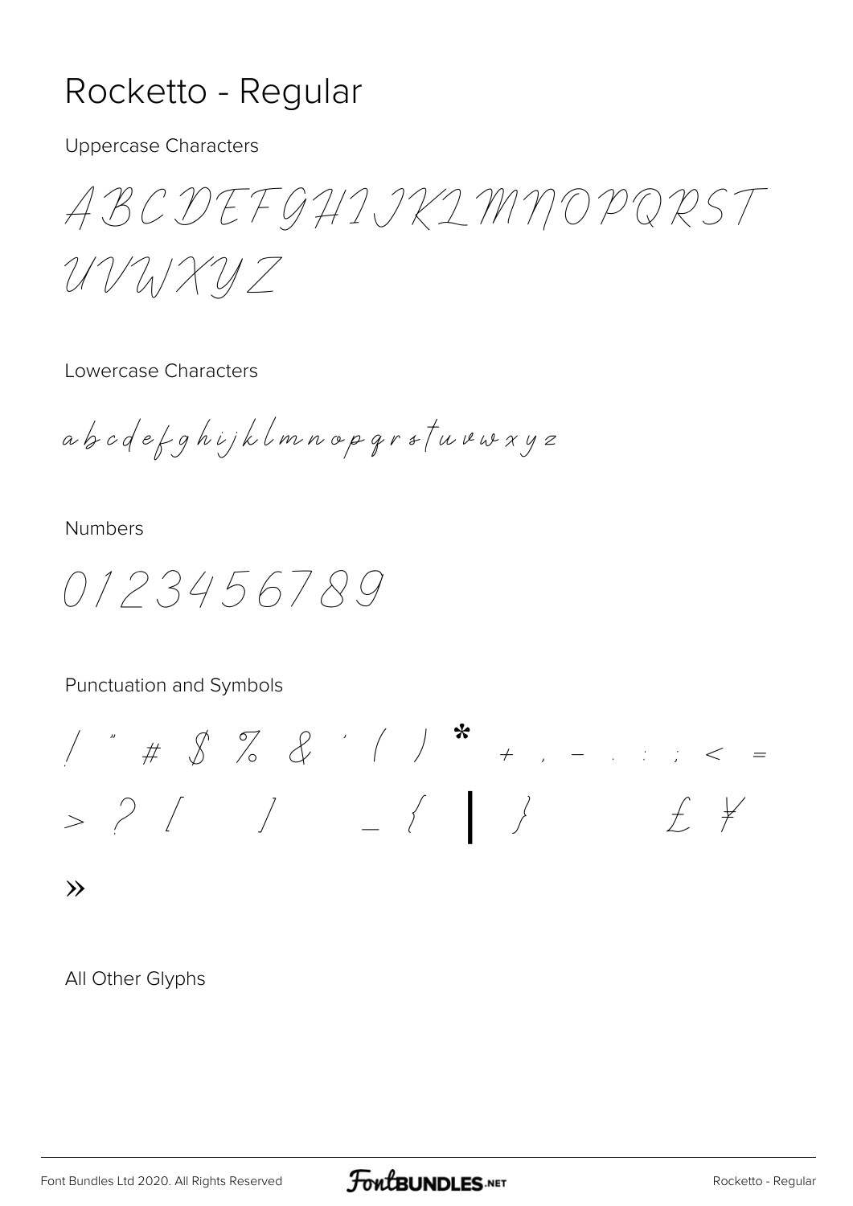# Rocketto - Regular

Uppercase Characters

ABCDEFGHIJKLMNOPQRST
UVWXYZ

Lowercase Characters

abcdefghijklmnopqrstuvwxyz

Numbers

0123456789

Punctuation and Symbols

/ " # $ % & ' ( ) * + , - . : ; < =
> ? [ ] _ { | } £ ¥

»

All Other Glyphs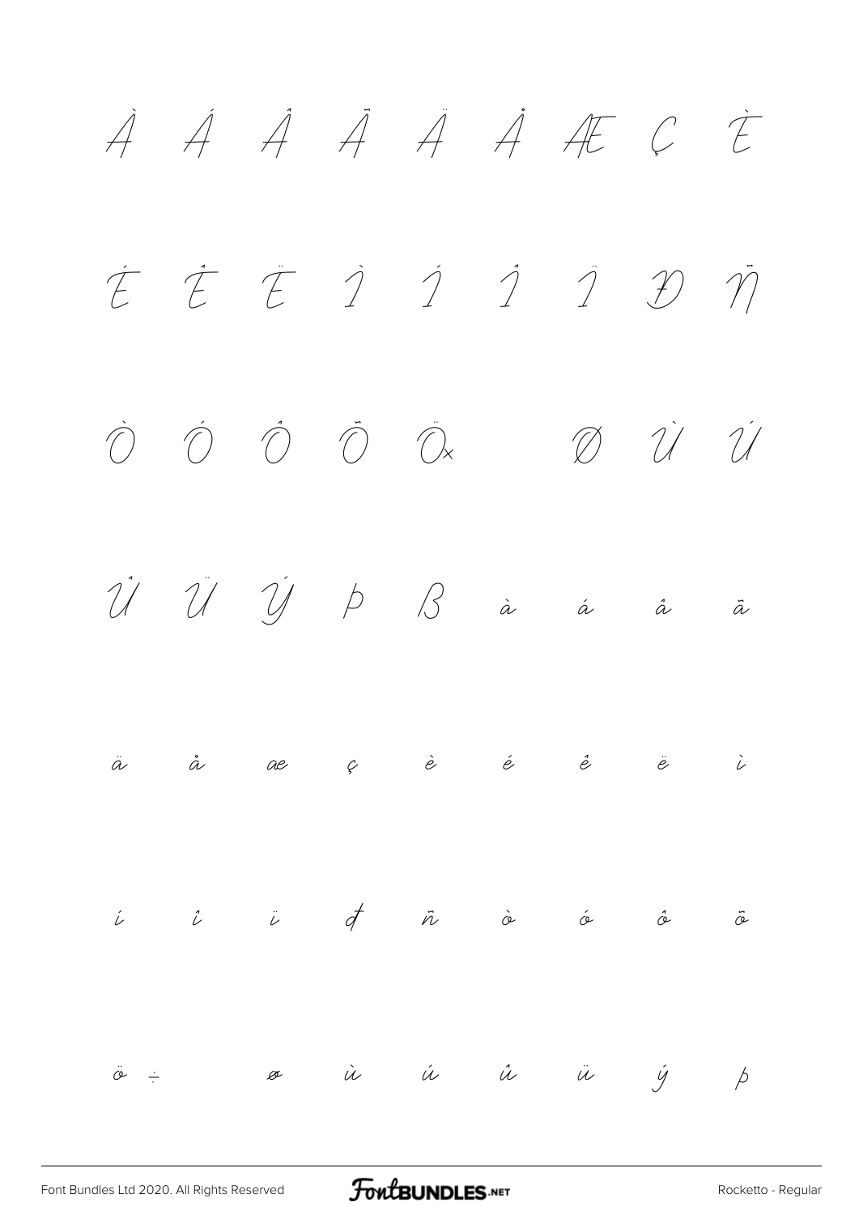À Á Â Ã Ä Å Æ Ç È

É Ê Ë Ì Í Î Ï Ð Ñ

Ò Ó Ô Õ Ö × Ø Ù Ú

Û Ü Ý Þ ß à á â ã

ä å æ ç è é ê ë ì

í î ï ð ñ ò ó ô õ

ö ÷ ø ù ú û ü ý þ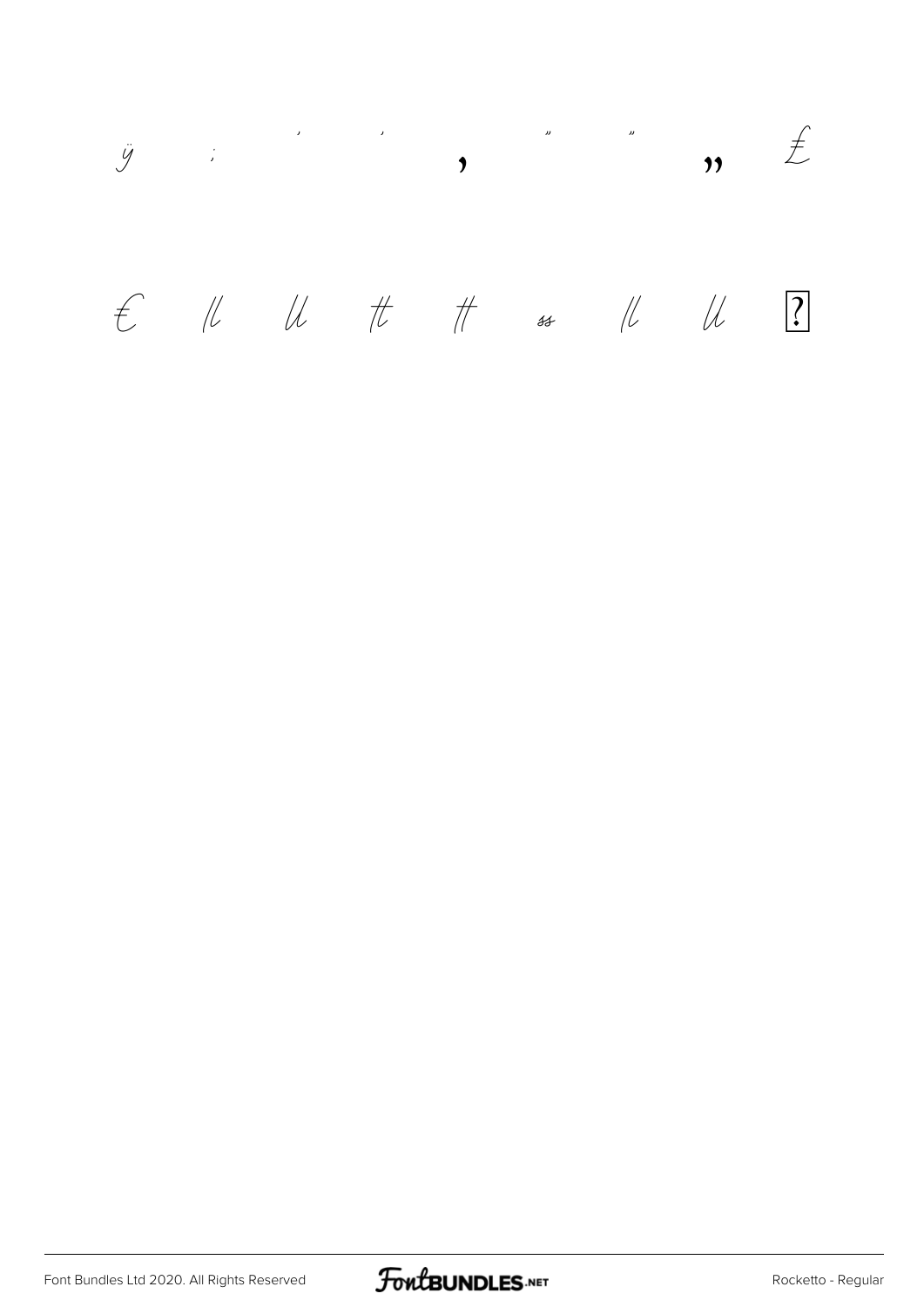ÿ ; ' ' , " " „ £

€ ll ll tt tt ss ll ll ?